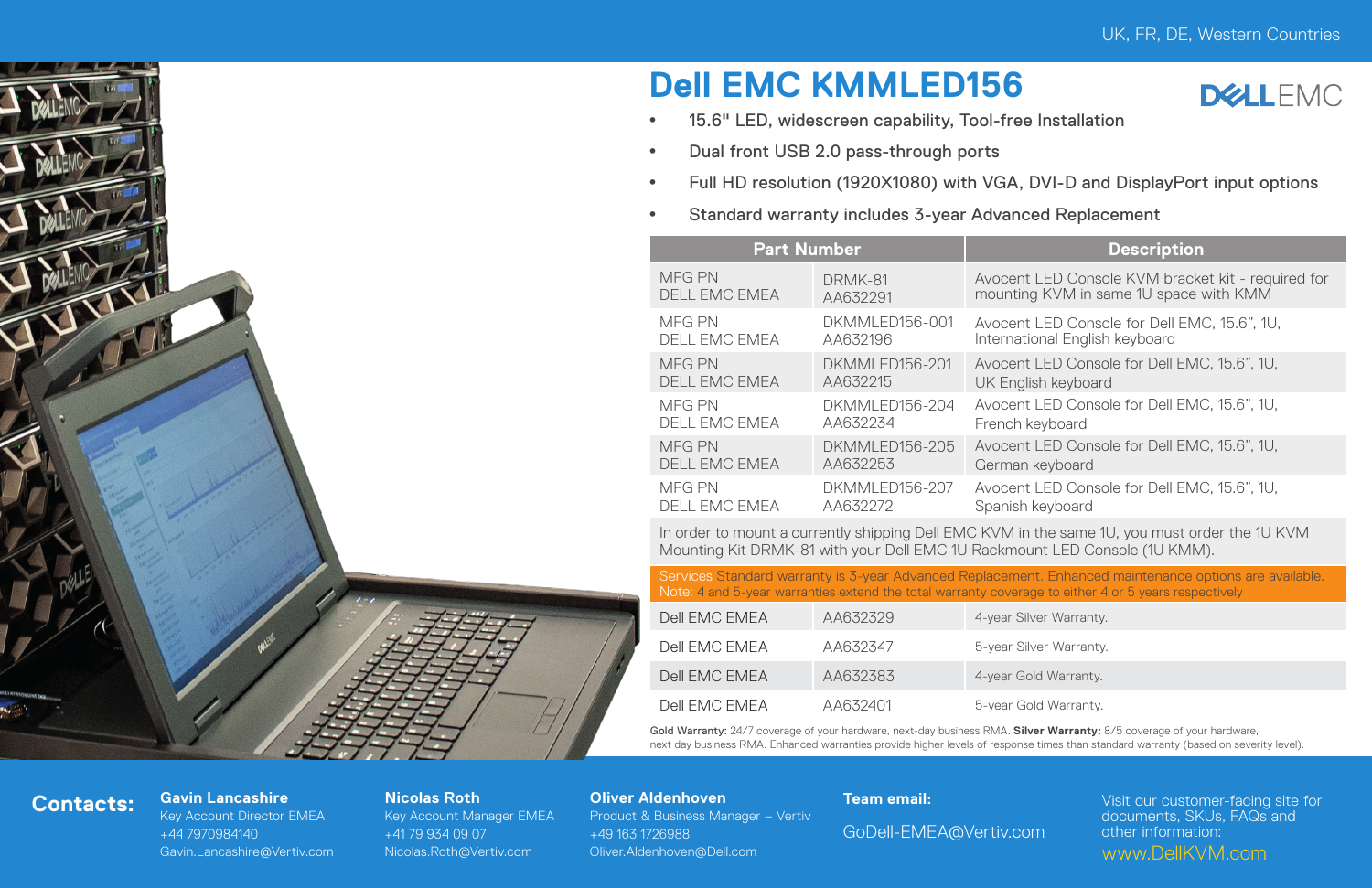UK, FR, DE, Western Countries

# Dell EMC KMMLED156

- 15.6" LED, widescreen capability, Tool-free Installation
- Dual front USB 2.0 pass-through ports
- Full HD resolution (1920X1080) with VGA, DVI-D and DisplayPort input options
- Standard warranty includes 3-year Advanced Replacement

| Part Number | | Description |
|---|---|---|
| MFG PN<br>DELL EMC EMEA | DRMK-81<br>AA632291 | Avocent LED Console KVM bracket kit - required for mounting KVM in same 1U space with KMM |
| MFG PN<br>DELL EMC EMEA | DKMMLED156-001<br>AA632196 | Avocent LED Console for Dell EMC, 15.6", 1U, International English keyboard |
| MFG PN<br>DELL EMC EMEA | DKMMLED156-201<br>AA632215 | Avocent LED Console for Dell EMC, 15.6", 1U, UK English keyboard |
| MFG PN<br>DELL EMC EMEA | DKMMLED156-204<br>AA632234 | Avocent LED Console for Dell EMC, 15.6", 1U, French keyboard |
| MFG PN<br>DELL EMC EMEA | DKMMLED156-205<br>AA632253 | Avocent LED Console for Dell EMC, 15.6", 1U, German keyboard |
| MFG PN<br>DELL EMC EMEA | DKMMLED156-207<br>AA632272 | Avocent LED Console for Dell EMC, 15.6", 1U, Spanish keyboard |

In order to mount a currently shipping Dell EMC KVM in the same 1U, you must order the 1U KVM Mounting Kit DRMK-81 with your Dell EMC 1U Rackmount LED Console (1U KMM).

Services Standard warranty is 3-year Advanced Replacement. Enhanced maintenance options are available.
Note: 4 and 5-year warranties extend the total warranty coverage to either 4 or 5 years respectively

| | | |
|---|---|---|
| Dell EMC EMEA | AA632329 | 4-year Silver Warranty. |
| Dell EMC EMEA | AA632347 | 5-year Silver Warranty. |
| Dell EMC EMEA | AA632383 | 4-year Gold Warranty. |
| Dell EMC EMEA | AA632401 | 5-year Gold Warranty. |

**Gold Warranty:** 24/7 coverage of your hardware, next-day business RMA. **Silver Warranty:** 8/5 coverage of your hardware, next day business RMA. Enhanced warranties provide higher levels of response times than standard warranty (based on severity level).

**Contacts:**

**Gavin Lancashire**
Key Account Director EMEA
+44 7970984140
Gavin.Lancashire@Vertiv.com

**Nicolas Roth**
Key Account Manager EMEA
+41 79 934 09 07
Nicolas.Roth@Vertiv.com

**Oliver Aldenhoven**
Product & Business Manager – Vertiv
+49 163 1726988
Oliver.Aldenhoven@Dell.com

**Team email:**
GoDell-EMEA@Vertiv.com

Visit our customer-facing site for documents, SKUs, FAQs and other information:
www.DellKVM.com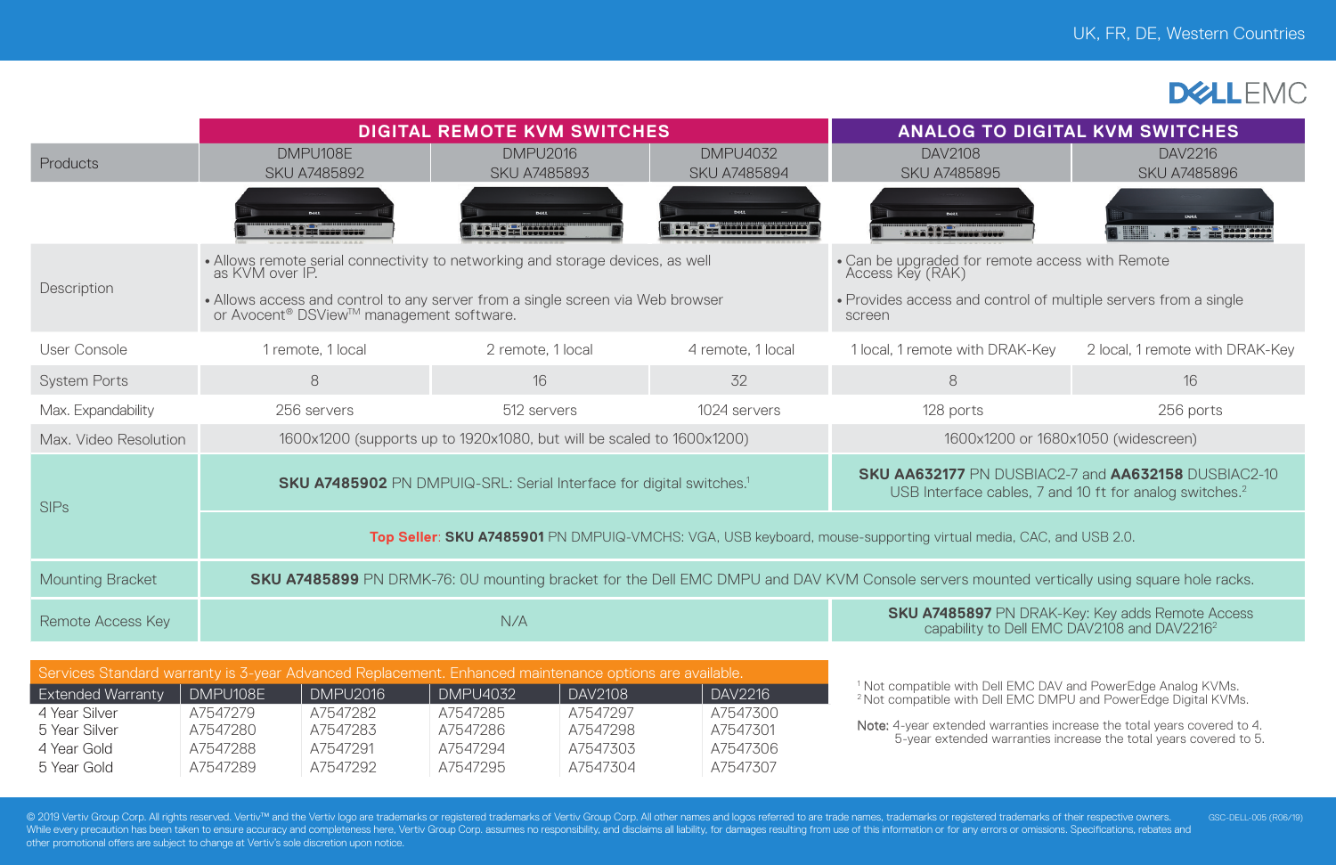UK, FR, DE, Western Countries

DELL EMC

| | DIGITAL REMOTE KVM SWITCHES | | | ANALOG TO DIGITAL KVM SWITCHES | |
|---|---|---|---|---|---|
| Products | DMPU108E SKU A7485892 | DMPU2016 SKU A7485893 | DMPU4032 SKU A7485894 | DAV2108 SKU A7485895 | DAV2216 SKU A7485896 |
| Description | • Allows remote serial connectivity to networking and storage devices, as well as KVM over IP. • Allows access and control to any server from a single screen via Web browser or Avocent® DSView™ management software. | | | • Can be upgraded for remote access with Remote Access Key (RAK) • Provides access and control of multiple servers from a single screen | |
| User Console | 1 remote, 1 local | 2 remote, 1 local | 4 remote, 1 local | 1 local, 1 remote with DRAK-Key | 2 local, 1 remote with DRAK-Key |
| System Ports | 8 | 16 | 32 | 8 | 16 |
| Max. Expandability | 256 servers | 512 servers | 1024 servers | 128 ports | 256 ports |
| Max. Video Resolution | 1600x1200 (supports up to 1920x1080, but will be scaled to 1600x1200) | | | 1600x1200 or 1680x1050 (widescreen) | |
| SIPs | **SKU A7485902** PN DMPUIQ-SRL: Serial Interface for digital switches.[1] | | | **SKU AA632177** PN DUSBIAC2-7 and **AA632158** DUSBIAC2-10 USB Interface cables, 7 and 10 ft for analog switches.[2] | |
| | **Top Seller**: **SKU A7485901** PN DMPUIQ-VMCHS: VGA, USB keyboard, mouse-supporting virtual media, CAC, and USB 2.0. | | | | |
| Mounting Bracket | **SKU A7485899** PN DRMK-76: 0U mounting bracket for the Dell EMC DMPU and DAV KVM Console servers mounted vertically using square hole racks. | | | | |
| Remote Access Key | N/A | | | **SKU A7485897** PN DRAK-Key: Key adds Remote Access capability to Dell EMC DAV2108 and DAV2216[2] | |

Services Standard warranty is 3-year Advanced Replacement. Enhanced maintenance options are available.

| Extended Warranty | DMPU108E | DMPU2016 | DMPU4032 | DAV2108 | DAV2216 |
|---|---|---|---|---|---|
| 4 Year Silver | A7547279 | A7547282 | A7547285 | A7547297 | A7547300 |
| 5 Year Silver | A7547280 | A7547283 | A7547286 | A7547298 | A7547301 |
| 4 Year Gold | A7547288 | A7547291 | A7547294 | A7547303 | A7547306 |
| 5 Year Gold | A7547289 | A7547292 | A7547295 | A7547304 | A7547307 |

[1] Not compatible with Dell EMC DAV and PowerEdge Analog KVMs.
[2] Not compatible with Dell EMC DMPU and PowerEdge Digital KVMs.

**Note:** 4-year extended warranties increase the total years covered to 4. 5-year extended warranties increase the total years covered to 5.

© 2019 Vertiv Group Corp. All rights reserved. Vertiv™ and the Vertiv logo are trademarks or registered trademarks of Vertiv Group Corp. All other names and logos referred to are trade names, trademarks or registered trademarks of their respective owners. While every precaution has been taken to ensure accuracy and completeness here, Vertiv Group Corp. assumes no responsibility, and disclaims all liability, for damages resulting from use of this information or for any errors or omissions. Specifications, rebates and other promotional offers are subject to change at Vertiv's sole discretion upon notice.

GSC-DELL-005 (R06/19)